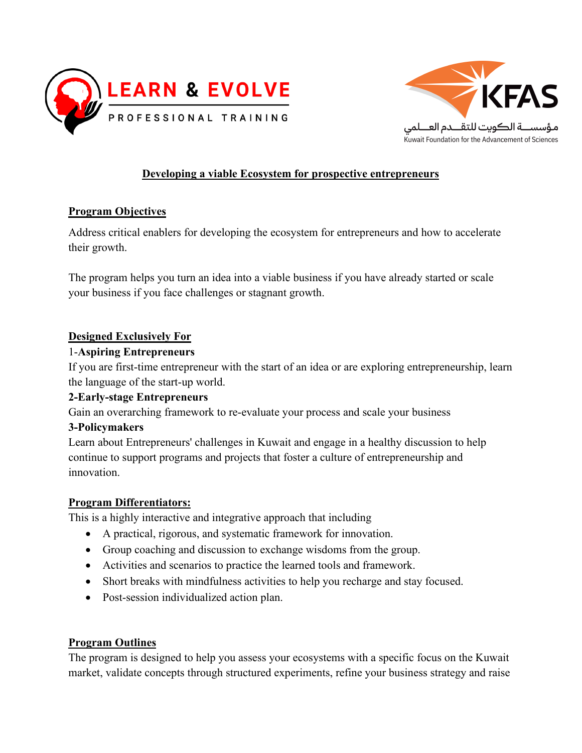LEARN & EVOLVE

PROFESSIONAL TRAINING

KFAS

مؤسسة الكويت للتقدم العلمي

Kuwait Foundation for the Advancement of Sciences

# Developing a viable Ecosystem for prospective entrepreneurs

## Program Objectives

Address critical enablers for developing the ecosystem for entrepreneurs and how to accelerate their growth.

The program helps you turn an idea into a viable business if you have already started or scale your business if you face challenges or stagnant growth.

## Designed Exclusively For

1-**Aspiring Entrepreneurs**

If you are first-time entrepreneur with the start of an idea or are exploring entrepreneurship, learn the language of the start-up world.

**2-Early-stage Entrepreneurs**

Gain an overarching framework to re-evaluate your process and scale your business

**3-Policymakers**

Learn about Entrepreneurs' challenges in Kuwait and engage in a healthy discussion to help continue to support programs and projects that foster a culture of entrepreneurship and innovation.

## Program Differentiators:

This is a highly interactive and integrative approach that including

- A practical, rigorous, and systematic framework for innovation.
- Group coaching and discussion to exchange wisdoms from the group.
- Activities and scenarios to practice the learned tools and framework.
- Short breaks with mindfulness activities to help you recharge and stay focused.
- Post-session individualized action plan.

## Program Outlines

The program is designed to help you assess your ecosystems with a specific focus on the Kuwait market, validate concepts through structured experiments, refine your business strategy and raise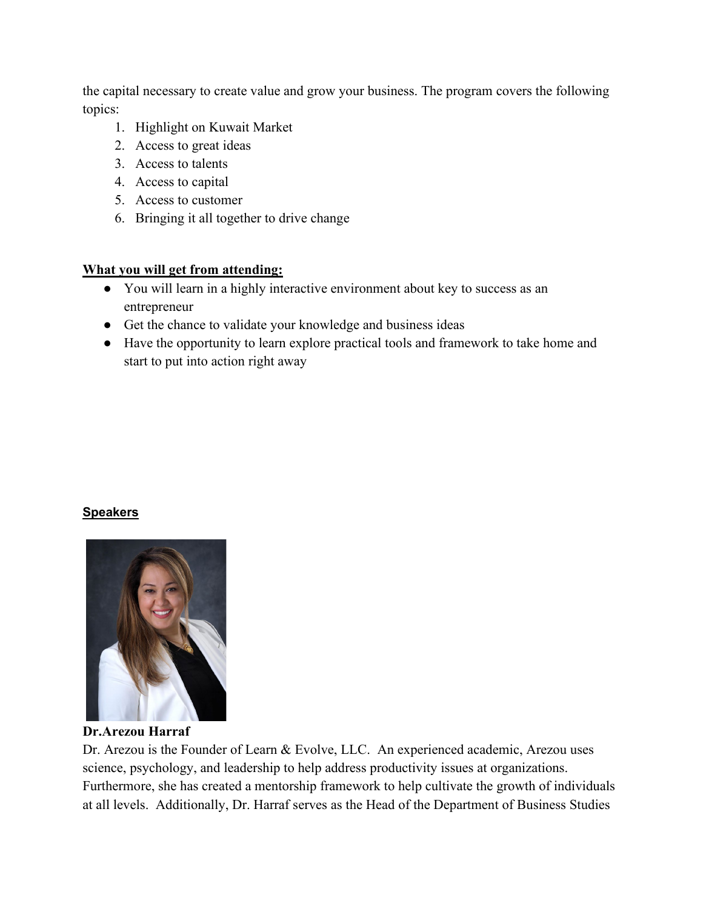the capital necessary to create value and grow your business. The program covers the following topics:

1. Highlight on Kuwait Market
2. Access to great ideas
3. Access to talents
4. Access to capital
5. Access to customer
6. Bringing it all together to drive change

**What you will get from attending:**

- You will learn in a highly interactive environment about key to success as an entrepreneur
- Get the chance to validate your knowledge and business ideas
- Have the opportunity to learn explore practical tools and framework to take home and start to put into action right away

**Speakers**

**Dr.Arezou Harraf**

Dr. Arezou is the Founder of Learn & Evolve, LLC. An experienced academic, Arezou uses science, psychology, and leadership to help address productivity issues at organizations. Furthermore, she has created a mentorship framework to help cultivate the growth of individuals at all levels. Additionally, Dr. Harraf serves as the Head of the Department of Business Studies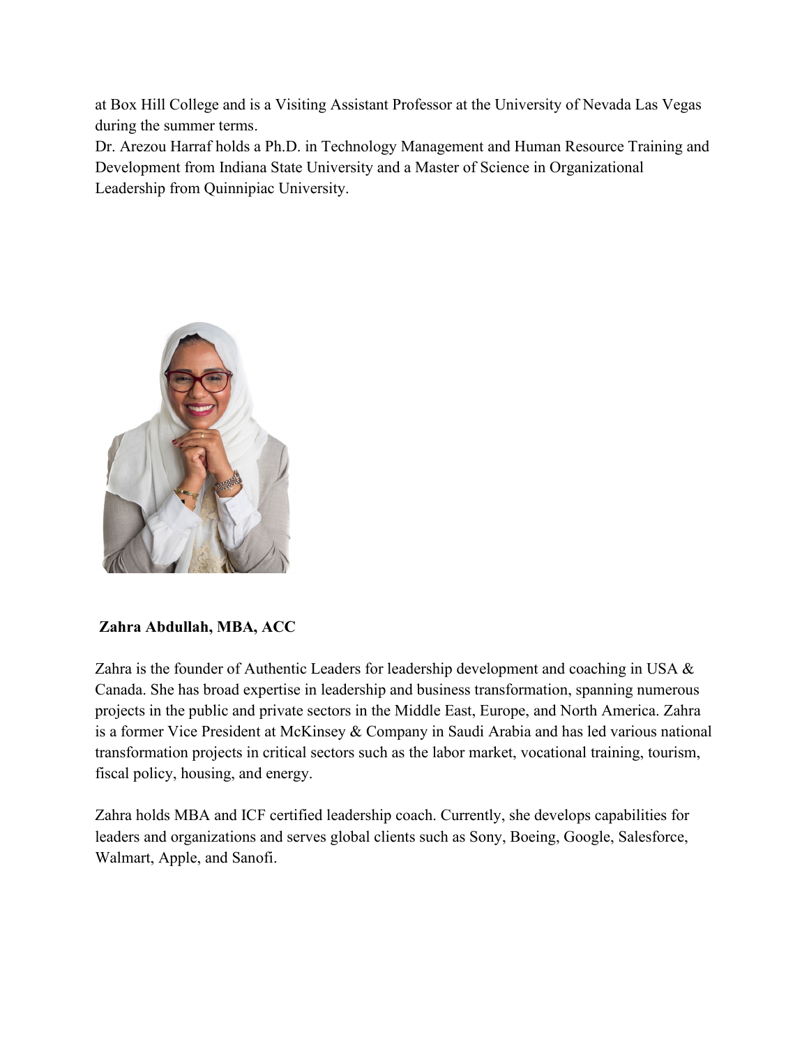at Box Hill College and is a Visiting Assistant Professor at the University of Nevada Las Vegas during the summer terms.

Dr. Arezou Harraf holds a Ph.D. in Technology Management and Human Resource Training and Development from Indiana State University and a Master of Science in Organizational Leadership from Quinnipiac University.

**Zahra Abdullah, MBA, ACC**

Zahra is the founder of Authentic Leaders for leadership development and coaching in USA & Canada. She has broad expertise in leadership and business transformation, spanning numerous projects in the public and private sectors in the Middle East, Europe, and North America. Zahra is a former Vice President at McKinsey & Company in Saudi Arabia and has led various national transformation projects in critical sectors such as the labor market, vocational training, tourism, fiscal policy, housing, and energy.

Zahra holds MBA and ICF certified leadership coach. Currently, she develops capabilities for leaders and organizations and serves global clients such as Sony, Boeing, Google, Salesforce, Walmart, Apple, and Sanofi.